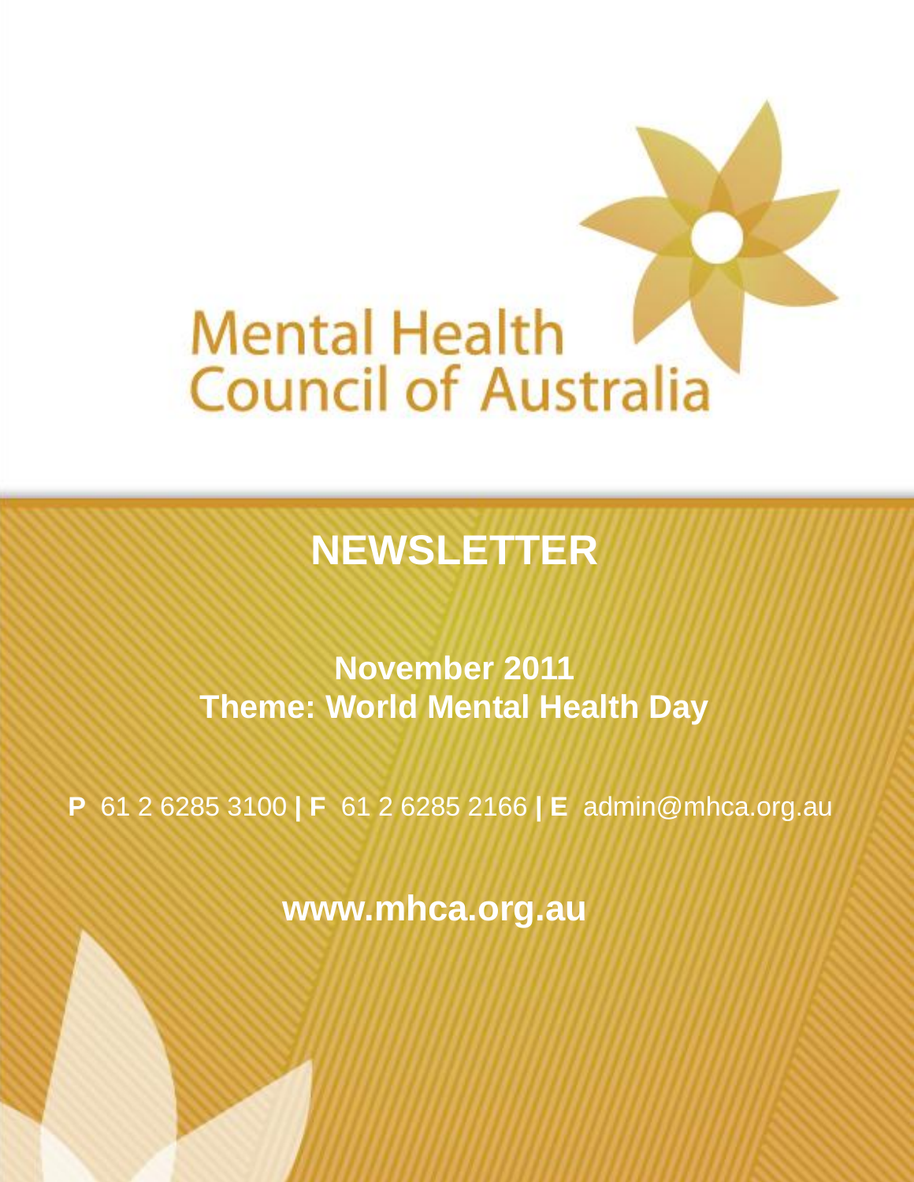# Mental Health Council of Australia

## NEWSLETTER

**November 2011**
**Theme: World Mental Health Day**

**P** 61 2 6285 3100 **|** **F** 61 2 6285 2166 **|** **E** admin@mhca.org.au

**www.mhca.org.au**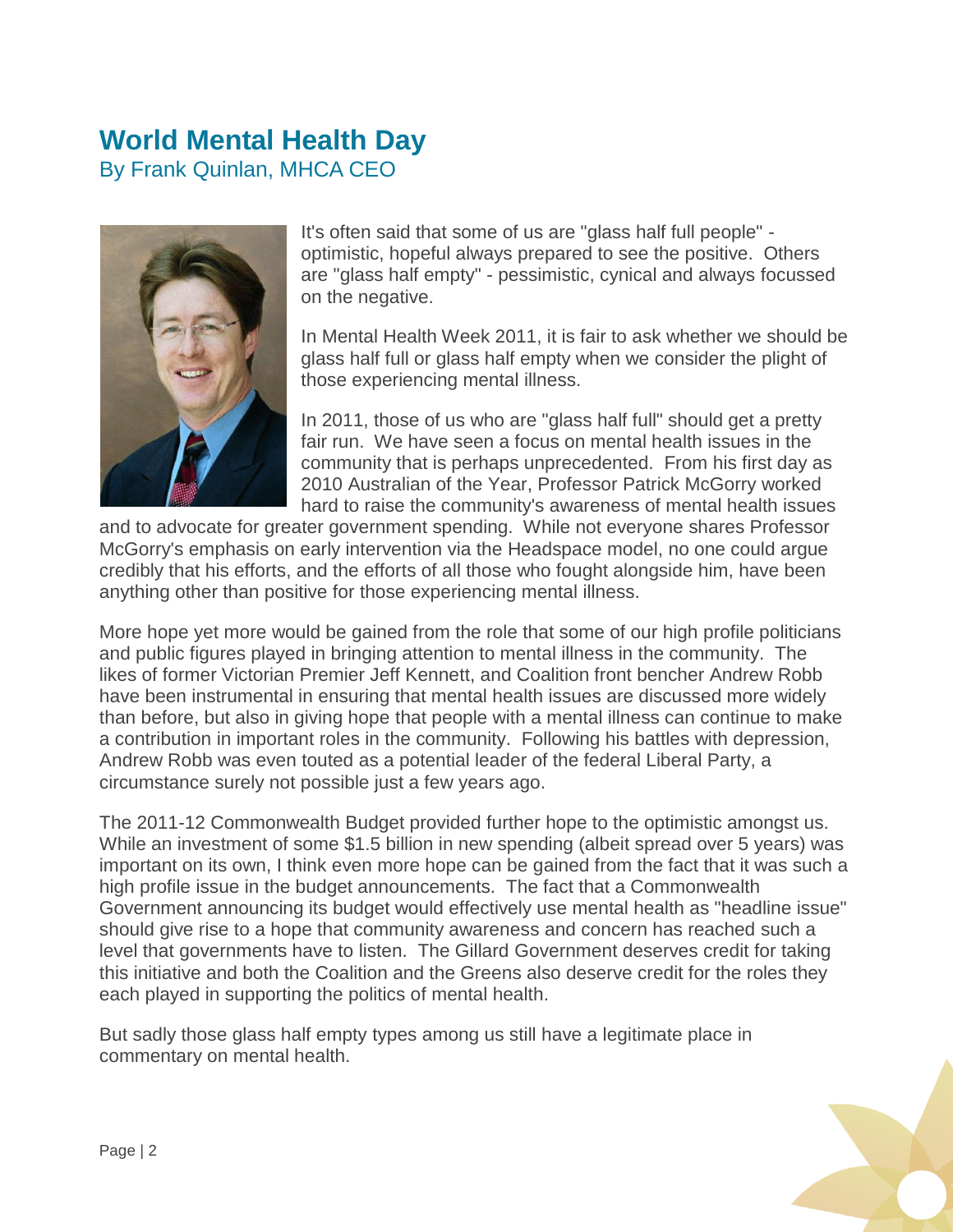# World Mental Health Day

By Frank Quinlan, MHCA CEO

It's often said that some of us are "glass half full people" - optimistic, hopeful always prepared to see the positive. Others are "glass half empty" - pessimistic, cynical and always focussed on the negative.

In Mental Health Week 2011, it is fair to ask whether we should be glass half full or glass half empty when we consider the plight of those experiencing mental illness.

In 2011, those of us who are "glass half full" should get a pretty fair run. We have seen a focus on mental health issues in the community that is perhaps unprecedented. From his first day as 2010 Australian of the Year, Professor Patrick McGorry worked hard to raise the community's awareness of mental health issues and to advocate for greater government spending. While not everyone shares Professor McGorry's emphasis on early intervention via the Headspace model, no one could argue credibly that his efforts, and the efforts of all those who fought alongside him, have been anything other than positive for those experiencing mental illness.

More hope yet more would be gained from the role that some of our high profile politicians and public figures played in bringing attention to mental illness in the community. The likes of former Victorian Premier Jeff Kennett, and Coalition front bencher Andrew Robb have been instrumental in ensuring that mental health issues are discussed more widely than before, but also in giving hope that people with a mental illness can continue to make a contribution in important roles in the community. Following his battles with depression, Andrew Robb was even touted as a potential leader of the federal Liberal Party, a circumstance surely not possible just a few years ago.

The 2011-12 Commonwealth Budget provided further hope to the optimistic amongst us. While an investment of some $1.5 billion in new spending (albeit spread over 5 years) was important on its own, I think even more hope can be gained from the fact that it was such a high profile issue in the budget announcements. The fact that a Commonwealth Government announcing its budget would effectively use mental health as "headline issue" should give rise to a hope that community awareness and concern has reached such a level that governments have to listen. The Gillard Government deserves credit for taking this initiative and both the Coalition and the Greens also deserve credit for the roles they each played in supporting the politics of mental health.

But sadly those glass half empty types among us still have a legitimate place in commentary on mental health.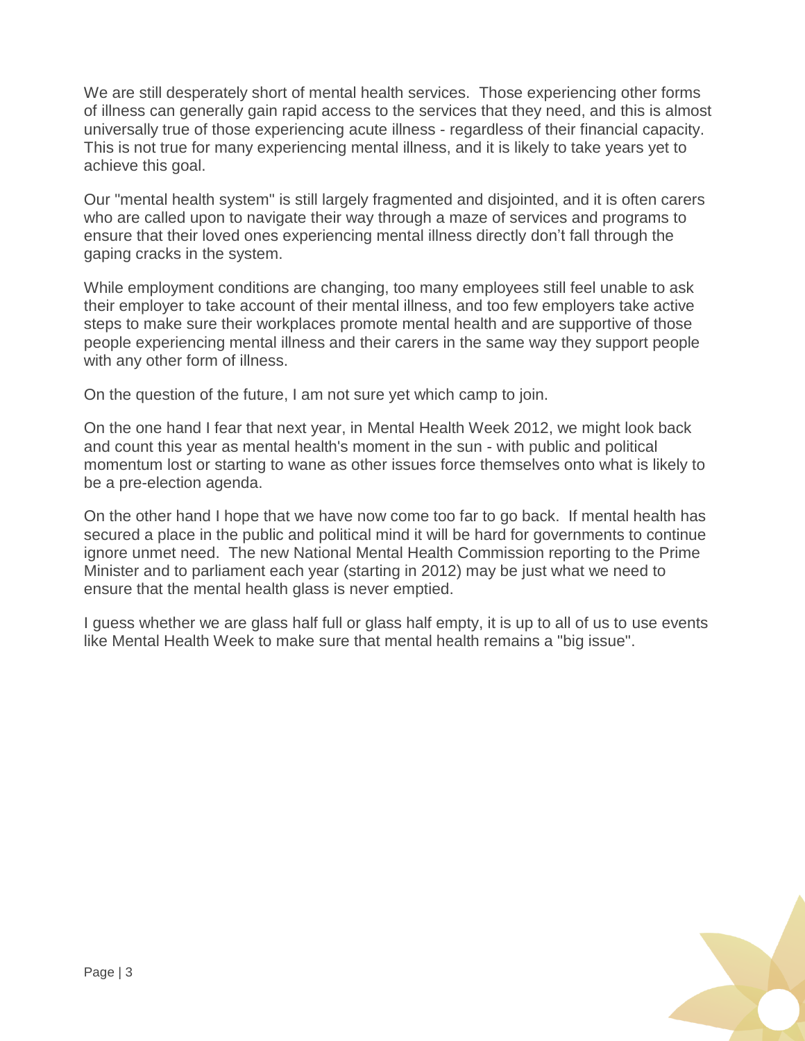We are still desperately short of mental health services. Those experiencing other forms of illness can generally gain rapid access to the services that they need, and this is almost universally true of those experiencing acute illness - regardless of their financial capacity. This is not true for many experiencing mental illness, and it is likely to take years yet to achieve this goal.

Our "mental health system" is still largely fragmented and disjointed, and it is often carers who are called upon to navigate their way through a maze of services and programs to ensure that their loved ones experiencing mental illness directly don't fall through the gaping cracks in the system.

While employment conditions are changing, too many employees still feel unable to ask their employer to take account of their mental illness, and too few employers take active steps to make sure their workplaces promote mental health and are supportive of those people experiencing mental illness and their carers in the same way they support people with any other form of illness.

On the question of the future, I am not sure yet which camp to join.

On the one hand I fear that next year, in Mental Health Week 2012, we might look back and count this year as mental health's moment in the sun - with public and political momentum lost or starting to wane as other issues force themselves onto what is likely to be a pre-election agenda.

On the other hand I hope that we have now come too far to go back. If mental health has secured a place in the public and political mind it will be hard for governments to continue ignore unmet need. The new National Mental Health Commission reporting to the Prime Minister and to parliament each year (starting in 2012) may be just what we need to ensure that the mental health glass is never emptied.

I guess whether we are glass half full or glass half empty, it is up to all of us to use events like Mental Health Week to make sure that mental health remains a "big issue".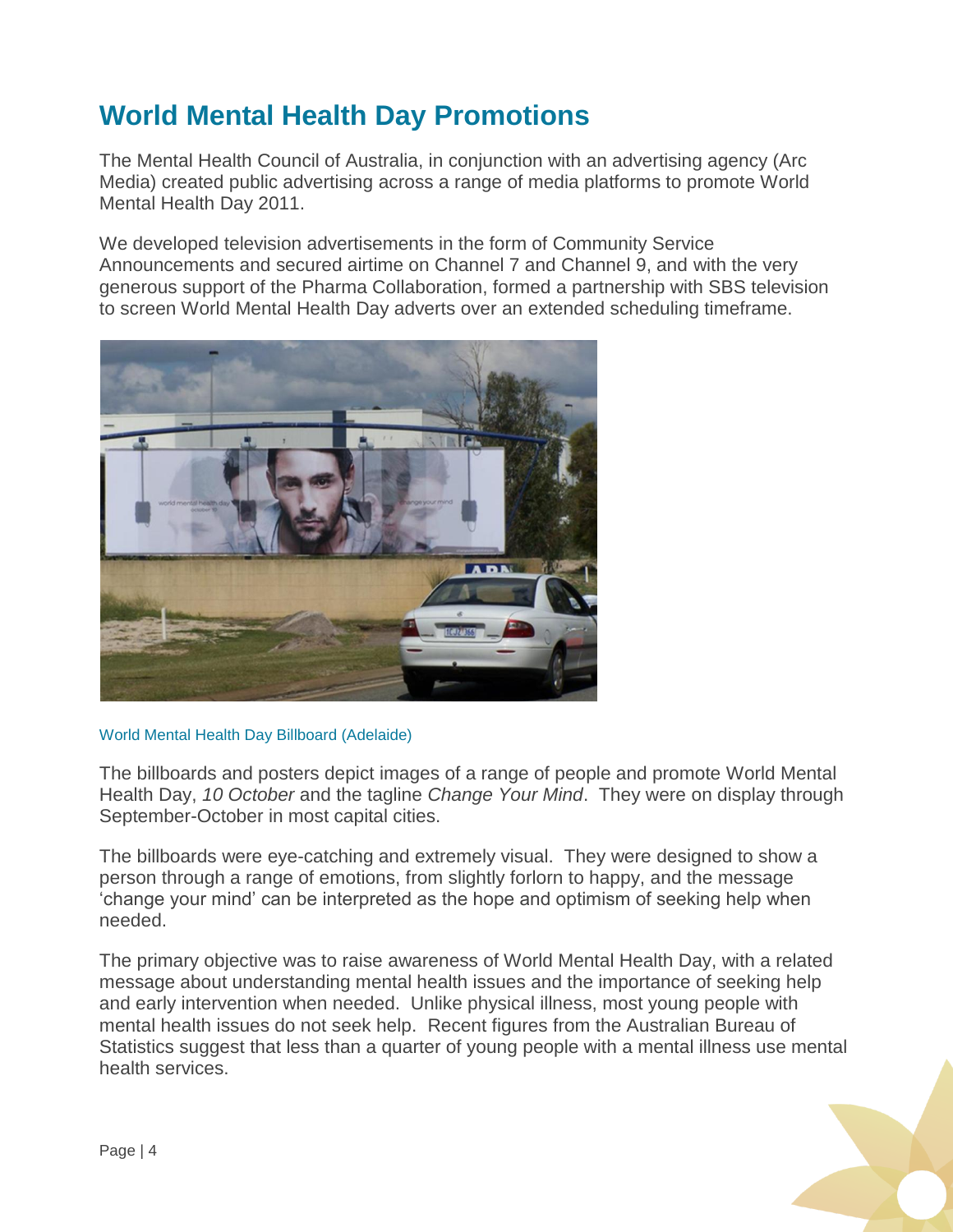# World Mental Health Day Promotions

The Mental Health Council of Australia, in conjunction with an advertising agency (Arc Media) created public advertising across a range of media platforms to promote World Mental Health Day 2011.

We developed television advertisements in the form of Community Service Announcements and secured airtime on Channel 7 and Channel 9, and with the very generous support of the Pharma Collaboration, formed a partnership with SBS television to screen World Mental Health Day adverts over an extended scheduling timeframe.

World Mental Health Day Billboard (Adelaide)

The billboards and posters depict images of a range of people and promote World Mental Health Day, *10 October* and the tagline *Change Your Mind*. They were on display through September-October in most capital cities.

The billboards were eye-catching and extremely visual. They were designed to show a person through a range of emotions, from slightly forlorn to happy, and the message 'change your mind' can be interpreted as the hope and optimism of seeking help when needed.

The primary objective was to raise awareness of World Mental Health Day, with a related message about understanding mental health issues and the importance of seeking help and early intervention when needed. Unlike physical illness, most young people with mental health issues do not seek help. Recent figures from the Australian Bureau of Statistics suggest that less than a quarter of young people with a mental illness use mental health services.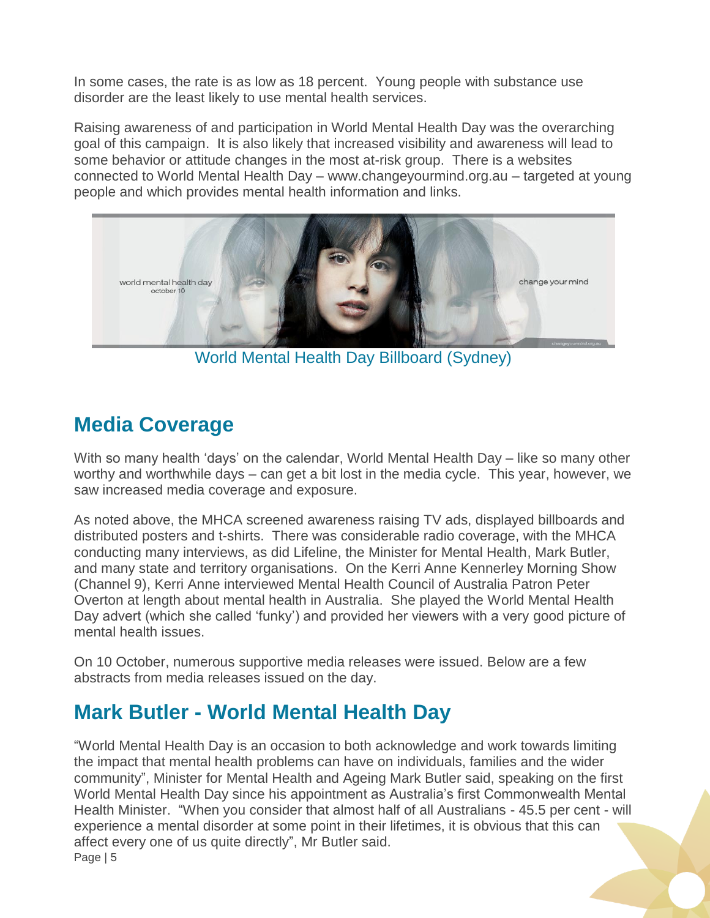In some cases, the rate is as low as 18 percent. Young people with substance use disorder are the least likely to use mental health services.

Raising awareness of and participation in World Mental Health Day was the overarching goal of this campaign. It is also likely that increased visibility and awareness will lead to some behavior or attitude changes in the most at-risk group. There is a websites connected to World Mental Health Day – www.changeyourmind.org.au – targeted at young people and which provides mental health information and links.

World Mental Health Day Billboard (Sydney)

## Media Coverage

With so many health 'days' on the calendar, World Mental Health Day – like so many other worthy and worthwhile days – can get a bit lost in the media cycle. This year, however, we saw increased media coverage and exposure.

As noted above, the MHCA screened awareness raising TV ads, displayed billboards and distributed posters and t-shirts. There was considerable radio coverage, with the MHCA conducting many interviews, as did Lifeline, the Minister for Mental Health, Mark Butler, and many state and territory organisations. On the Kerri Anne Kennerley Morning Show (Channel 9), Kerri Anne interviewed Mental Health Council of Australia Patron Peter Overton at length about mental health in Australia. She played the World Mental Health Day advert (which she called 'funky') and provided her viewers with a very good picture of mental health issues.

On 10 October, numerous supportive media releases were issued. Below are a few abstracts from media releases issued on the day.

## Mark Butler - World Mental Health Day

"World Mental Health Day is an occasion to both acknowledge and work towards limiting the impact that mental health problems can have on individuals, families and the wider community", Minister for Mental Health and Ageing Mark Butler said, speaking on the first World Mental Health Day since his appointment as Australia's first Commonwealth Mental Health Minister. "When you consider that almost half of all Australians - 45.5 per cent - will experience a mental disorder at some point in their lifetimes, it is obvious that this can affect every one of us quite directly", Mr Butler said.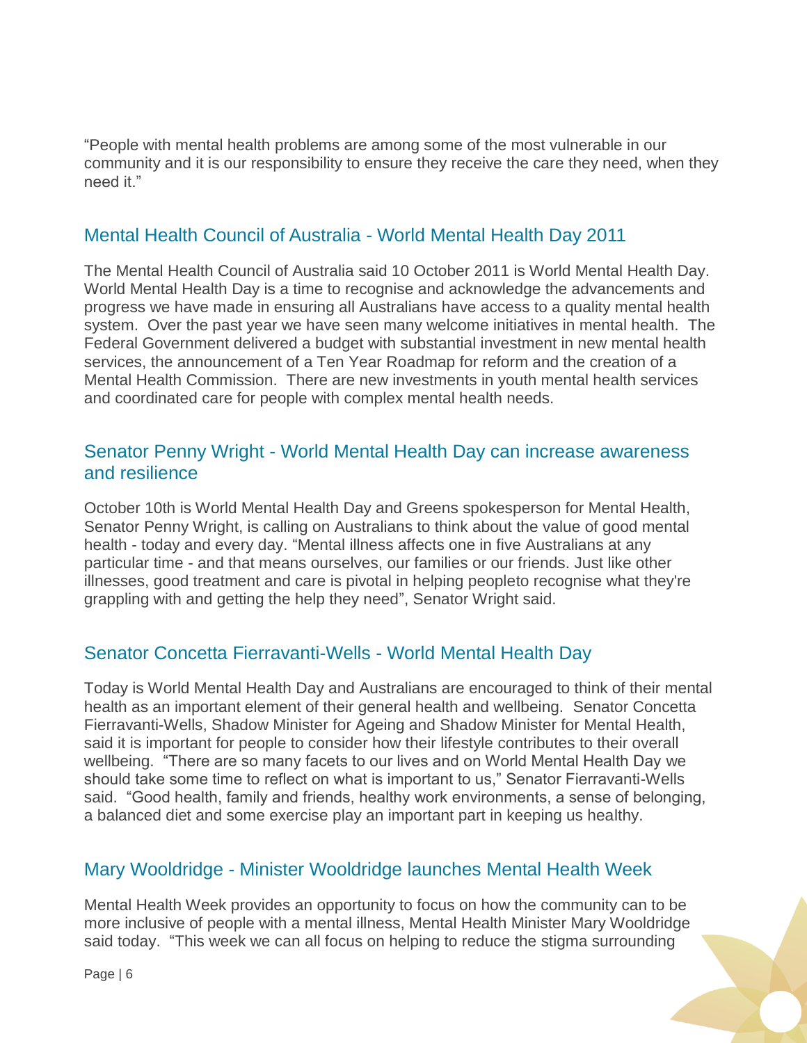"People with mental health problems are among some of the most vulnerable in our community and it is our responsibility to ensure they receive the care they need, when they need it."

## Mental Health Council of Australia - World Mental Health Day 2011

The Mental Health Council of Australia said 10 October 2011 is World Mental Health Day. World Mental Health Day is a time to recognise and acknowledge the advancements and progress we have made in ensuring all Australians have access to a quality mental health system. Over the past year we have seen many welcome initiatives in mental health. The Federal Government delivered a budget with substantial investment in new mental health services, the announcement of a Ten Year Roadmap for reform and the creation of a Mental Health Commission. There are new investments in youth mental health services and coordinated care for people with complex mental health needs.

## Senator Penny Wright - World Mental Health Day can increase awareness and resilience

October 10th is World Mental Health Day and Greens spokesperson for Mental Health, Senator Penny Wright, is calling on Australians to think about the value of good mental health - today and every day. "Mental illness affects one in five Australians at any particular time - and that means ourselves, our families or our friends. Just like other illnesses, good treatment and care is pivotal in helping peopleto recognise what they're grappling with and getting the help they need", Senator Wright said.

## Senator Concetta Fierravanti-Wells - World Mental Health Day

Today is World Mental Health Day and Australians are encouraged to think of their mental health as an important element of their general health and wellbeing. Senator Concetta Fierravanti-Wells, Shadow Minister for Ageing and Shadow Minister for Mental Health, said it is important for people to consider how their lifestyle contributes to their overall wellbeing. "There are so many facets to our lives and on World Mental Health Day we should take some time to reflect on what is important to us," Senator Fierravanti-Wells said. "Good health, family and friends, healthy work environments, a sense of belonging, a balanced diet and some exercise play an important part in keeping us healthy.

## Mary Wooldridge - Minister Wooldridge launches Mental Health Week

Mental Health Week provides an opportunity to focus on how the community can to be more inclusive of people with a mental illness, Mental Health Minister Mary Wooldridge said today. "This week we can all focus on helping to reduce the stigma surrounding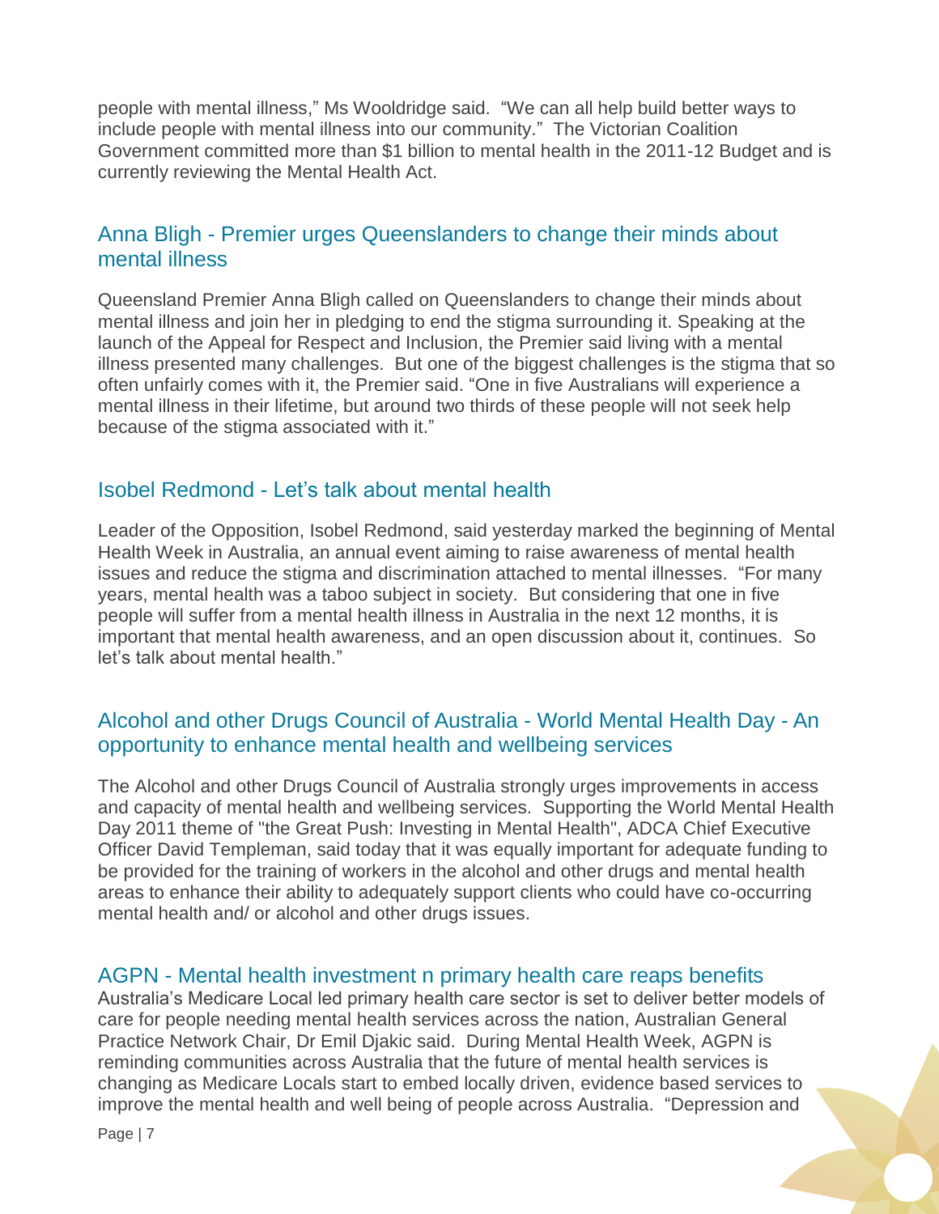people with mental illness," Ms Wooldridge said. "We can all help build better ways to include people with mental illness into our community." The Victorian Coalition Government committed more than $1 billion to mental health in the 2011-12 Budget and is currently reviewing the Mental Health Act.

## Anna Bligh - Premier urges Queenslanders to change their minds about mental illness

Queensland Premier Anna Bligh called on Queenslanders to change their minds about mental illness and join her in pledging to end the stigma surrounding it. Speaking at the launch of the Appeal for Respect and Inclusion, the Premier said living with a mental illness presented many challenges. But one of the biggest challenges is the stigma that so often unfairly comes with it, the Premier said. "One in five Australians will experience a mental illness in their lifetime, but around two thirds of these people will not seek help because of the stigma associated with it."

## Isobel Redmond - Let's talk about mental health

Leader of the Opposition, Isobel Redmond, said yesterday marked the beginning of Mental Health Week in Australia, an annual event aiming to raise awareness of mental health issues and reduce the stigma and discrimination attached to mental illnesses. "For many years, mental health was a taboo subject in society. But considering that one in five people will suffer from a mental health illness in Australia in the next 12 months, it is important that mental health awareness, and an open discussion about it, continues. So let's talk about mental health."

## Alcohol and other Drugs Council of Australia - World Mental Health Day - An opportunity to enhance mental health and wellbeing services

The Alcohol and other Drugs Council of Australia strongly urges improvements in access and capacity of mental health and wellbeing services. Supporting the World Mental Health Day 2011 theme of "the Great Push: Investing in Mental Health", ADCA Chief Executive Officer David Templeman, said today that it was equally important for adequate funding to be provided for the training of workers in the alcohol and other drugs and mental health areas to enhance their ability to adequately support clients who could have co-occurring mental health and/ or alcohol and other drugs issues.

## AGPN - Mental health investment n primary health care reaps benefits

Australia's Medicare Local led primary health care sector is set to deliver better models of care for people needing mental health services across the nation, Australian General Practice Network Chair, Dr Emil Djakic said. During Mental Health Week, AGPN is reminding communities across Australia that the future of mental health services is changing as Medicare Locals start to embed locally driven, evidence based services to improve the mental health and well being of people across Australia. "Depression and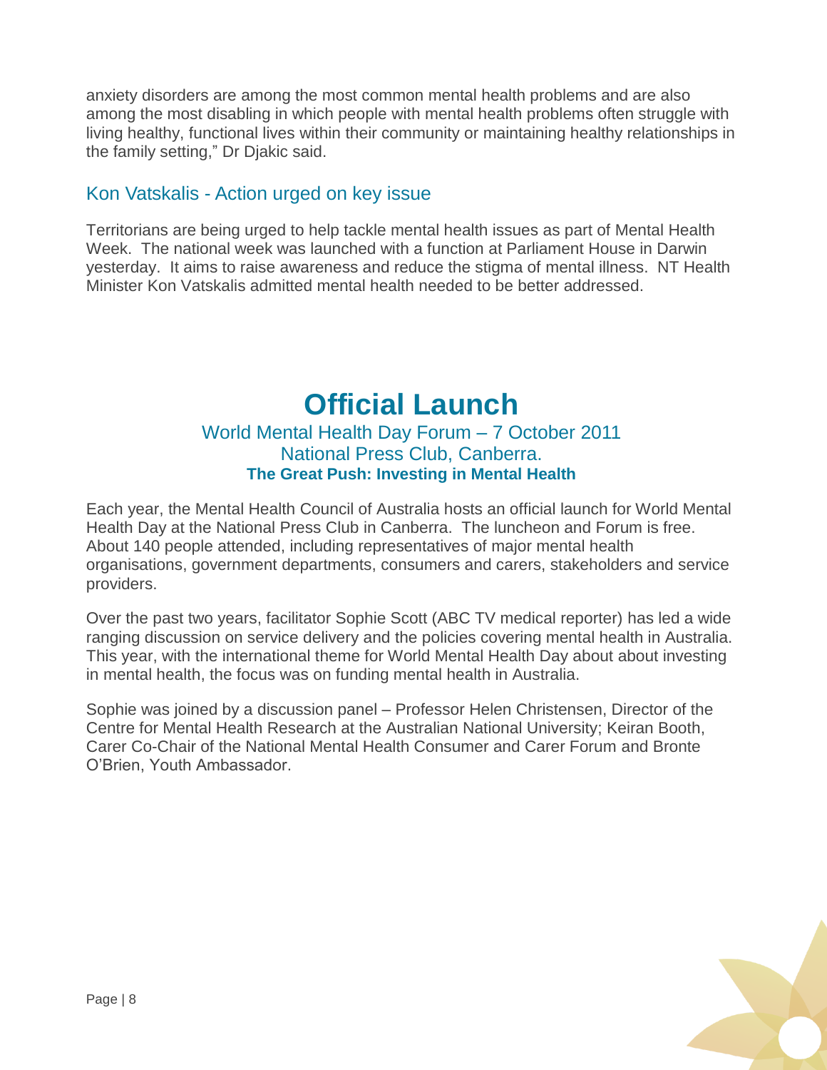anxiety disorders are among the most common mental health problems and are also among the most disabling in which people with mental health problems often struggle with living healthy, functional lives within their community or maintaining healthy relationships in the family setting," Dr Djakic said.

### Kon Vatskalis - Action urged on key issue

Territorians are being urged to help tackle mental health issues as part of Mental Health Week. The national week was launched with a function at Parliament House in Darwin yesterday. It aims to raise awareness and reduce the stigma of mental illness. NT Health Minister Kon Vatskalis admitted mental health needed to be better addressed.

# Official Launch

## World Mental Health Day Forum – 7 October 2011
## National Press Club, Canberra.

**The Great Push: Investing in Mental Health**

Each year, the Mental Health Council of Australia hosts an official launch for World Mental Health Day at the National Press Club in Canberra. The luncheon and Forum is free. About 140 people attended, including representatives of major mental health organisations, government departments, consumers and carers, stakeholders and service providers.

Over the past two years, facilitator Sophie Scott (ABC TV medical reporter) has led a wide ranging discussion on service delivery and the policies covering mental health in Australia. This year, with the international theme for World Mental Health Day about about investing in mental health, the focus was on funding mental health in Australia.

Sophie was joined by a discussion panel – Professor Helen Christensen, Director of the Centre for Mental Health Research at the Australian National University; Keiran Booth, Carer Co-Chair of the National Mental Health Consumer and Carer Forum and Bronte O'Brien, Youth Ambassador.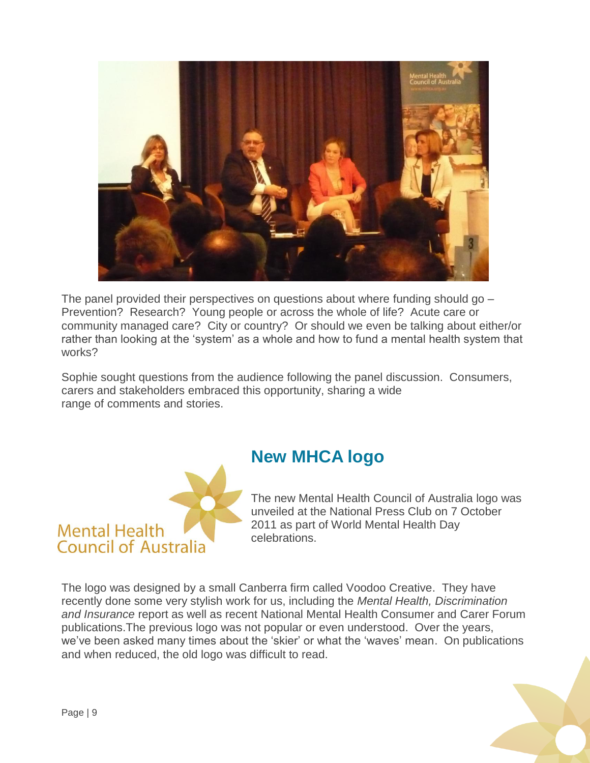The panel provided their perspectives on questions about where funding should go – Prevention? Research? Young people or across the whole of life? Acute care or community managed care? City or country? Or should we even be talking about either/or rather than looking at the 'system' as a whole and how to fund a mental health system that works?

Sophie sought questions from the audience following the panel discussion. Consumers, carers and stakeholders embraced this opportunity, sharing a wide range of comments and stories.

## New MHCA logo

The new Mental Health Council of Australia logo was unveiled at the National Press Club on 7 October 2011 as part of World Mental Health Day celebrations.

The logo was designed by a small Canberra firm called Voodoo Creative. They have recently done some very stylish work for us, including the *Mental Health, Discrimination and Insurance* report as well as recent National Mental Health Consumer and Carer Forum publications. The previous logo was not popular or even understood. Over the years, we've been asked many times about the 'skier' or what the 'waves' mean. On publications and when reduced, the old logo was difficult to read.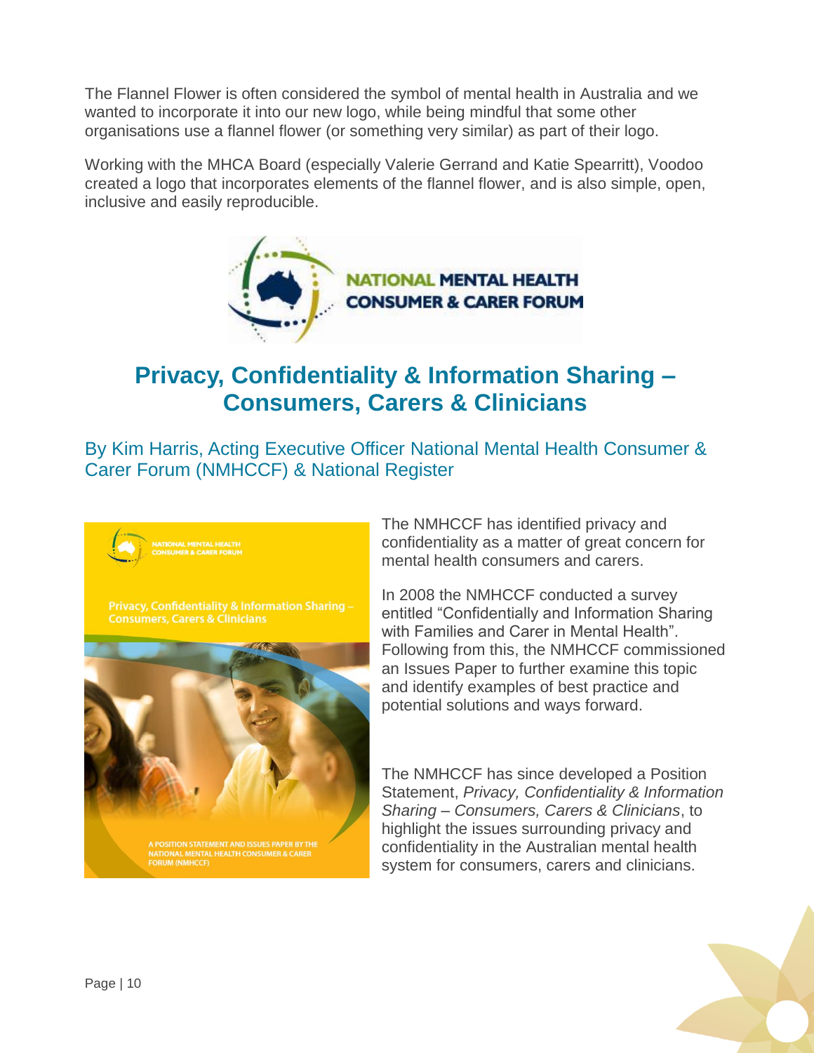The Flannel Flower is often considered the symbol of mental health in Australia and we wanted to incorporate it into our new logo, while being mindful that some other organisations use a flannel flower (or something very similar) as part of their logo.

Working with the MHCA Board (especially Valerie Gerrand and Katie Spearritt), Voodoo created a logo that incorporates elements of the flannel flower, and is also simple, open, inclusive and easily reproducible.

## Privacy, Confidentiality & Information Sharing – Consumers, Carers & Clinicians

### By Kim Harris, Acting Executive Officer National Mental Health Consumer & Carer Forum (NMHCCF) & National Register

The NMHCCF has identified privacy and confidentiality as a matter of great concern for mental health consumers and carers.

In 2008 the NMHCCF conducted a survey entitled "Confidentially and Information Sharing with Families and Carer in Mental Health". Following from this, the NMHCCF commissioned an Issues Paper to further examine this topic and identify examples of best practice and potential solutions and ways forward.

The NMHCCF has since developed a Position Statement, *Privacy, Confidentiality & Information Sharing – Consumers, Carers & Clinicians*, to highlight the issues surrounding privacy and confidentiality in the Australian mental health system for consumers, carers and clinicians.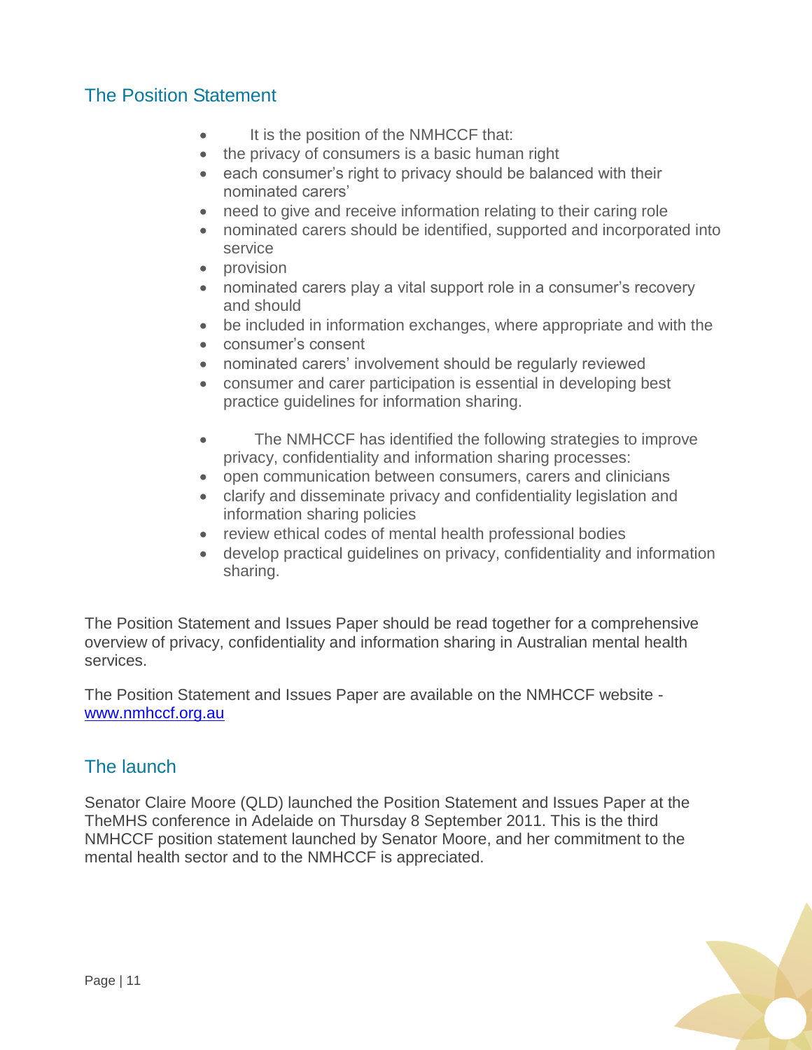## The Position Statement

- It is the position of the NMHCCF that:
- the privacy of consumers is a basic human right
- each consumer's right to privacy should be balanced with their nominated carers'
- need to give and receive information relating to their caring role
- nominated carers should be identified, supported and incorporated into service
- provision
- nominated carers play a vital support role in a consumer's recovery and should
- be included in information exchanges, where appropriate and with the
- consumer's consent
- nominated carers' involvement should be regularly reviewed
- consumer and carer participation is essential in developing best practice guidelines for information sharing.

- The NMHCCF has identified the following strategies to improve privacy, confidentiality and information sharing processes:
- open communication between consumers, carers and clinicians
- clarify and disseminate privacy and confidentiality legislation and information sharing policies
- review ethical codes of mental health professional bodies
- develop practical guidelines on privacy, confidentiality and information sharing.

The Position Statement and Issues Paper should be read together for a comprehensive overview of privacy, confidentiality and information sharing in Australian mental health services.

The Position Statement and Issues Paper are available on the NMHCCF website - [www.nmhccf.org.au](http://www.nmhccf.org.au)

## The launch

Senator Claire Moore (QLD) launched the Position Statement and Issues Paper at the TheMHS conference in Adelaide on Thursday 8 September 2011. This is the third NMHCCF position statement launched by Senator Moore, and her commitment to the mental health sector and to the NMHCCF is appreciated.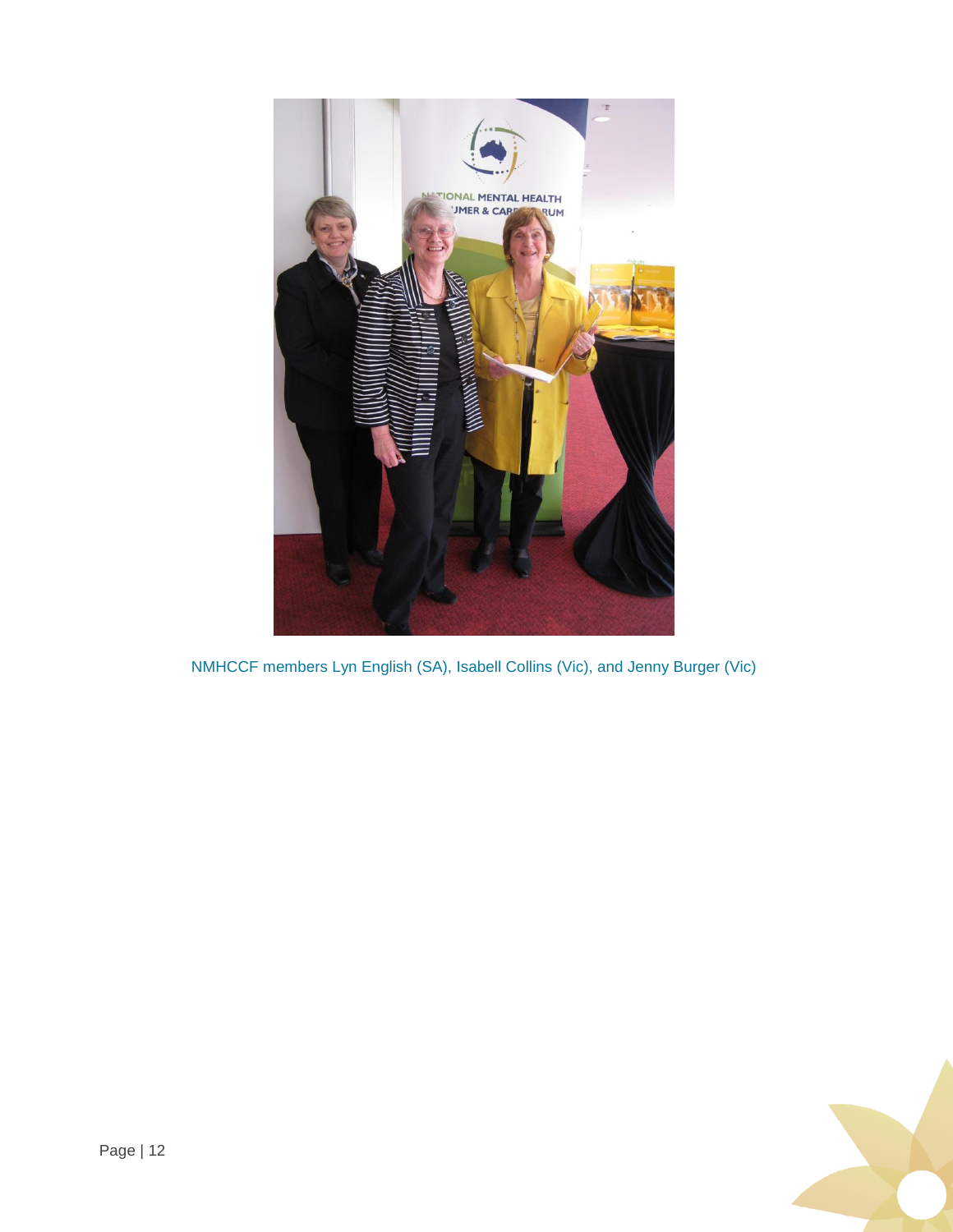NMHCCF members Lyn English (SA), Isabell Collins (Vic), and Jenny Burger (Vic)